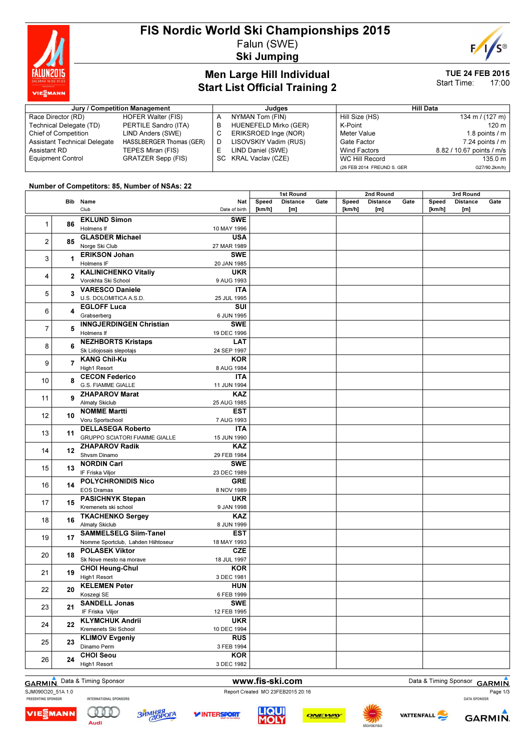# FIS Nordic World Ski Championships 2015

Falun (SWE)

**Ski Jumping**

## Men Large Hill Individual
## Start List Official Training 2

**TUE 24 FEB 2015**
Start Time: 17:00

| Jury / Competition Management | | Judges | | Hill Data | |
|---|---|---|---|---|---|
| Race Director (RD) | HOFER Walter (FIS) | A | NYMAN Tom (FIN) | Hill Size (HS) | 134 m / (127 m) |
| Technical Delegate (TD) | PERTILE Sandro (ITA) | B | HUENEFELD Mirko (GER) | K-Point | 120 m |
| Chief of Competition | LIND Anders (SWE) | C | ERIKSROED Inge (NOR) | Meter Value | 1.8 points / m |
| Assistant Technical Delegate | HASSLBERGER Thomas (GER) | D | LISOVSKIY Vadim (RUS) | Gate Factor | 7.24 points / m |
| Assistant RD | TEPES Miran (FIS) | E | LIND Daniel (SWE) | Wind Factors | 8.82 / 10.67 points / m/s |
| Equipment Control | GRATZER Sepp (FIS) | SC | KRAL Vaclav (CZE) | WC Hill Record | 135.0 m |
| | | | | (26 FEB 2014 FREUND S. GER | G27/90.2km/h) |

**Number of Competitors: 85, Number of NSAs: 22**

| | Bib | Name / Club | Nat / Date of birth | 1st Round Speed [km/h] | 1st Round Distance [m] | 1st Round Gate | 2nd Round Speed [km/h] | 2nd Round Distance [m] | 2nd Round Gate | 3rd Round Speed [km/h] | 3rd Round Distance [m] | 3rd Round Gate |
|---|---|---|---|---|---|---|---|---|---|---|---|---|
| 1 | 86 | **EKLUND Simon** Holmens If | **SWE** 10 MAY 1996 | | | | | | | | | |
| 2 | 85 | **GLASDER Michael** Norge Ski Club | **USA** 27 MAR 1989 | | | | | | | | | |
| 3 | 1 | **ERIKSON Johan** Holmens IF | **SWE** 20 JAN 1985 | | | | | | | | | |
| 4 | 2 | **KALINICHENKO Vitaliy** Vorokhta Ski School | **UKR** 9 AUG 1993 | | | | | | | | | |
| 5 | 3 | **VARESCO Daniele** U.S. DOLOMITICA A.S.D. | **ITA** 25 JUL 1995 | | | | | | | | | |
| 6 | 4 | **EGLOFF Luca** Grabserberg | **SUI** 6 JUN 1995 | | | | | | | | | |
| 7 | 5 | **INNGJERDINGEN Christian** Holmens If | **SWE** 19 DEC 1996 | | | | | | | | | |
| 8 | 6 | **NEZHBORTS Kristaps** Sk Lidojosais slepotajs | **LAT** 24 SEP 1997 | | | | | | | | | |
| 9 | 7 | **KANG Chil-Ku** High1 Resort | **KOR** 8 AUG 1984 | | | | | | | | | |
| 10 | 8 | **CECON Federico** G.S. FIAMME GIALLE | **ITA** 11 JUN 1994 | | | | | | | | | |
| 11 | 9 | **ZHAPAROV Marat** Almaty Skiclub | **KAZ** 25 AUG 1985 | | | | | | | | | |
| 12 | 10 | **NOMME Martti** Voru Sportschool | **EST** 7 AUG 1993 | | | | | | | | | |
| 13 | 11 | **DELLASEGA Roberto** GRUPPO SCIATORI FIAMME GIALLE | **ITA** 15 JUN 1990 | | | | | | | | | |
| 14 | 12 | **ZHAPAROV Radik** Shvsm Dinamo | **KAZ** 29 FEB 1984 | | | | | | | | | |
| 15 | 13 | **NORDIN Carl** IF Friska Viljor | **SWE** 23 DEC 1989 | | | | | | | | | |
| 16 | 14 | **POLYCHRONIDIS Nico** EOS Dramas | **GRE** 8 NOV 1989 | | | | | | | | | |
| 17 | 15 | **PASICHNYK Stepan** Kremenets ski school | **UKR** 9 JAN 1998 | | | | | | | | | |
| 18 | 16 | **TKACHENKO Sergey** Almaty Skiclub | **KAZ** 8 JUN 1999 | | | | | | | | | |
| 19 | 17 | **SAMMELSELG Siim-Tanel** Nomme Sportclub, Lahden Hiihtoseur | **EST** 18 MAY 1993 | | | | | | | | | |
| 20 | 18 | **POLASEK Viktor** Sk Nove mesto na morave | **CZE** 18 JUL 1997 | | | | | | | | | |
| 21 | 19 | **CHOI Heung-Chul** High1 Resort | **KOR** 3 DEC 1981 | | | | | | | | | |
| 22 | 20 | **KELEMEN Peter** Koszegi SE | **HUN** 6 FEB 1999 | | | | | | | | | |
| 23 | 21 | **SANDELL Jonas** IF Friska Viljor | **SWE** 12 FEB 1995 | | | | | | | | | |
| 24 | 22 | **KLYMCHUK Andrii** Kremenets Ski School | **UKR** 10 DEC 1994 | | | | | | | | | |
| 25 | 23 | **KLIMOV Evgeniy** Dinamo Perm | **RUS** 3 FEB 1994 | | | | | | | | | |
| 26 | 24 | **CHOI Seou** High1 Resort | **KOR** 3 DEC 1982 | | | | | | | | | |

Data & Timing Sponsor GARMIN — www.fis-ski.com

SJM090O20_51A 1.0 — Report Created MO 23FEB2015 20:16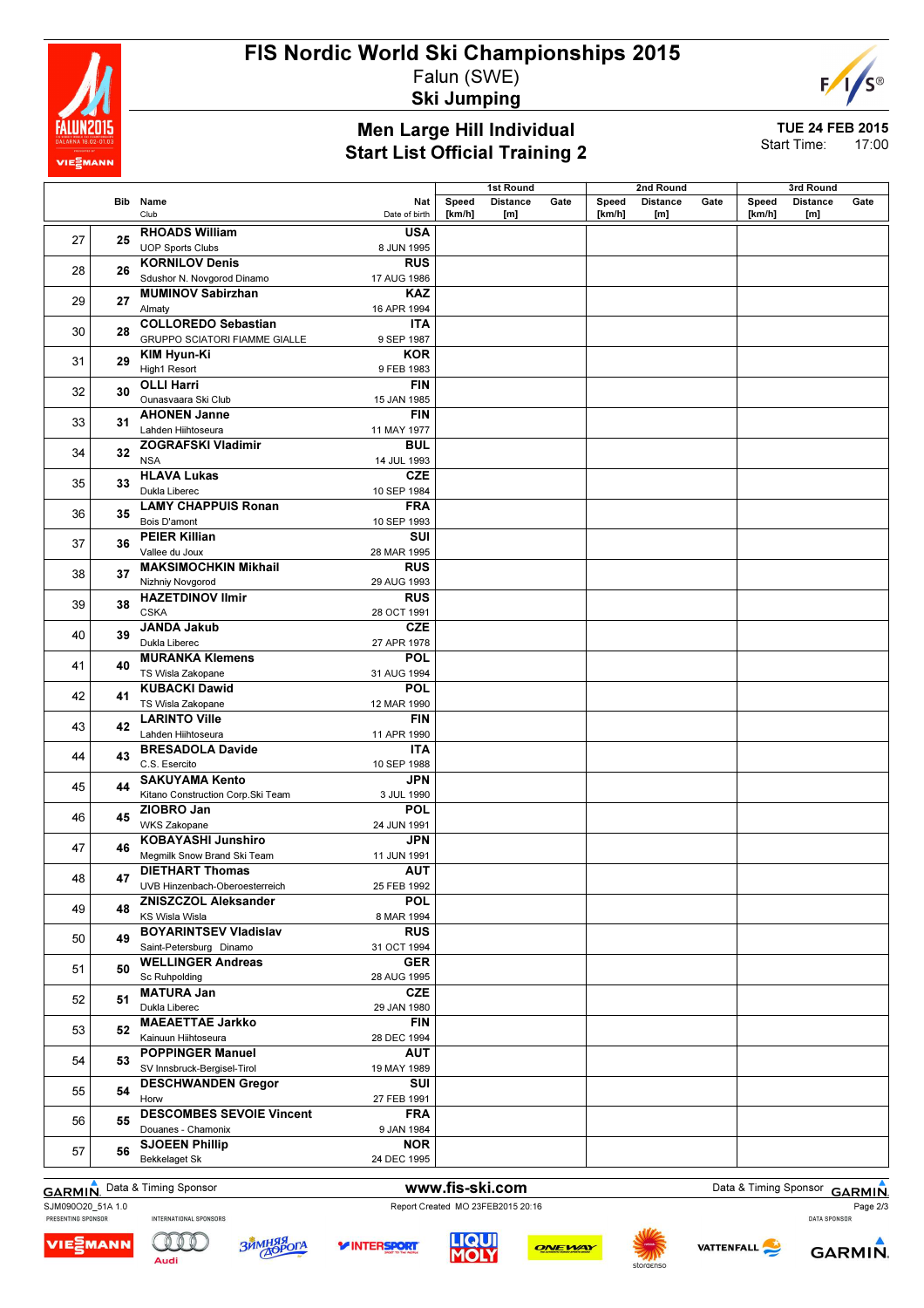# FIS Nordic World Ski Championships 2015

Falun (SWE)

**Ski Jumping**

## Men Large Hill Individual
## Start List Official Training 2

TUE 24 FEB 2015

Start Time: 17:00

| | Bib | Name / Club | Nat / Date of birth | 1st Round Speed [km/h] | 1st Round Distance [m] | 1st Round Gate | 2nd Round Speed [km/h] | 2nd Round Distance [m] | 2nd Round Gate | 3rd Round Speed [km/h] | 3rd Round Distance [m] | 3rd Round Gate |
|---|---|---|---|---|---|---|---|---|---|---|---|---|
| 27 | 25 | **RHOADS William** UOP Sports Clubs | **USA** 8 JUN 1995 | | | | | | | | | |
| 28 | 26 | **KORNILOV Denis** Sdushor N. Novgorod Dinamo | **RUS** 17 AUG 1986 | | | | | | | | | |
| 29 | 27 | **MUMINOV Sabirzhan** Almaty | **KAZ** 16 APR 1994 | | | | | | | | | |
| 30 | 28 | **COLLOREDO Sebastian** GRUPPO SCIATORI FIAMME GIALLE | **ITA** 9 SEP 1987 | | | | | | | | | |
| 31 | 29 | **KIM Hyun-Ki** High1 Resort | **KOR** 9 FEB 1983 | | | | | | | | | |
| 32 | 30 | **OLLI Harri** Ounasvaara Ski Club | **FIN** 15 JAN 1985 | | | | | | | | | |
| 33 | 31 | **AHONEN Janne** Lahden Hiihtoseura | **FIN** 11 MAY 1977 | | | | | | | | | |
| 34 | 32 | **ZOGRAFSKI Vladimir** NSA | **BUL** 14 JUL 1993 | | | | | | | | | |
| 35 | 33 | **HLAVA Lukas** Dukla Liberec | **CZE** 10 SEP 1984 | | | | | | | | | |
| 36 | 35 | **LAMY CHAPPUIS Ronan** Bois D'amont | **FRA** 10 SEP 1993 | | | | | | | | | |
| 37 | 36 | **PEIER Killian** Vallee du Joux | **SUI** 28 MAR 1995 | | | | | | | | | |
| 38 | 37 | **MAKSIMOCHKIN Mikhail** Nizhniy Novgorod | **RUS** 29 AUG 1993 | | | | | | | | | |
| 39 | 38 | **HAZETDINOV Ilmir** CSKA | **RUS** 28 OCT 1991 | | | | | | | | | |
| 40 | 39 | **JANDA Jakub** Dukla Liberec | **CZE** 27 APR 1978 | | | | | | | | | |
| 41 | 40 | **MURANKA Klemens** TS Wisla Zakopane | **POL** 31 AUG 1994 | | | | | | | | | |
| 42 | 41 | **KUBACKI Dawid** TS Wisla Zakopane | **POL** 12 MAR 1990 | | | | | | | | | |
| 43 | 42 | **LARINTO Ville** Lahden Hiihtoseura | **FIN** 11 APR 1990 | | | | | | | | | |
| 44 | 43 | **BRESADOLA Davide** C.S. Esercito | **ITA** 10 SEP 1988 | | | | | | | | | |
| 45 | 44 | **SAKUYAMA Kento** Kitano Construction Corp.Ski Team | **JPN** 3 JUL 1990 | | | | | | | | | |
| 46 | 45 | **ZIOBRO Jan** WKS Zakopane | **POL** 24 JUN 1991 | | | | | | | | | |
| 47 | 46 | **KOBAYASHI Junshiro** Megmilk Snow Brand Ski Team | **JPN** 11 JUN 1991 | | | | | | | | | |
| 48 | 47 | **DIETHART Thomas** UVB Hinzenbach-Oberoesterreich | **AUT** 25 FEB 1992 | | | | | | | | | |
| 49 | 48 | **ZNISZCZOL Aleksander** KS Wisla Wisla | **POL** 8 MAR 1994 | | | | | | | | | |
| 50 | 49 | **BOYARINTSEV Vladislav** Saint-Petersburg Dinamo | **RUS** 31 OCT 1994 | | | | | | | | | |
| 51 | 50 | **WELLINGER Andreas** Sc Ruhpolding | **GER** 28 AUG 1995 | | | | | | | | | |
| 52 | 51 | **MATURA Jan** Dukla Liberec | **CZE** 29 JAN 1980 | | | | | | | | | |
| 53 | 52 | **MAEAETTAE Jarkko** Kainuun Hiihtoseura | **FIN** 28 DEC 1994 | | | | | | | | | |
| 54 | 53 | **POPPINGER Manuel** SV Innsbruck-Bergisel-Tirol | **AUT** 19 MAY 1989 | | | | | | | | | |
| 55 | 54 | **DESCHWANDEN Gregor** Horw | **SUI** 27 FEB 1991 | | | | | | | | | |
| 56 | 55 | **DESCOMBES SEVOIE Vincent** Douanes - Chamonix | **FRA** 9 JAN 1984 | | | | | | | | | |
| 57 | 56 | **SJOEEN Phillip** Bekkelaget Sk | **NOR** 24 DEC 1995 | | | | | | | | | |

Data & Timing Sponsor www.fis-ski.com

SJM090O20_51A 1.0 Report Created MO 23FEB2015 20:16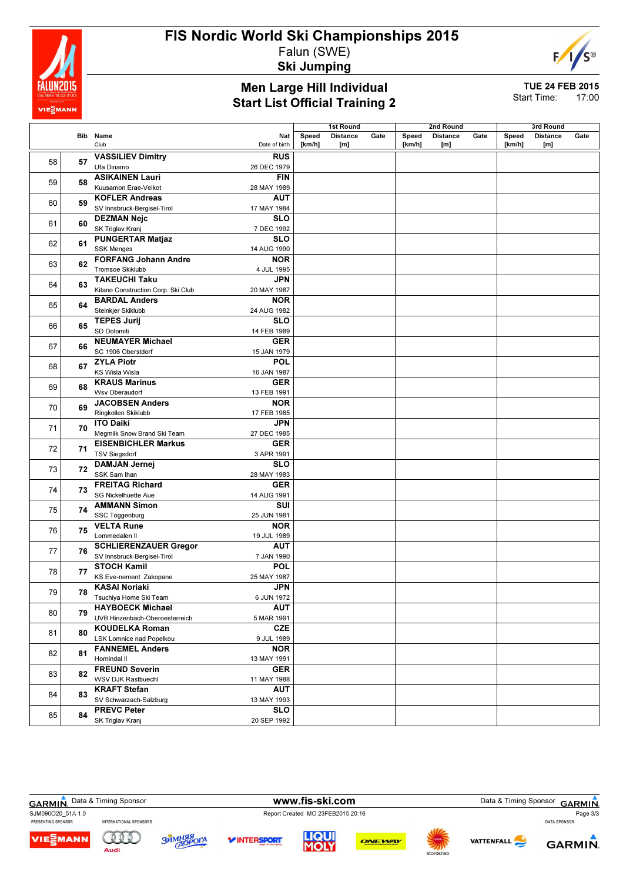# FIS Nordic World Ski Championships 2015

Falun (SWE)

**Ski Jumping**

## Men Large Hill Individual
## Start List Official Training 2

**TUE 24 FEB 2015**
Start Time: 17:00

| | Bib | Name / Club | Nat / Date of birth | 1st Round Speed [km/h] | 1st Round Distance [m] | 1st Round Gate | 2nd Round Speed [km/h] | 2nd Round Distance [m] | 2nd Round Gate | 3rd Round Speed [km/h] | 3rd Round Distance [m] | 3rd Round Gate |
|---|---|---|---|---|---|---|---|---|---|---|---|---|
| 58 | 57 | **VASSILIEV Dimitry** Ufa Dinamo | **RUS** 26 DEC 1979 | | | | | | | | | |
| 59 | 58 | **ASIKAINEN Lauri** Kuusamon Erae-Veikot | **FIN** 28 MAY 1989 | | | | | | | | | |
| 60 | 59 | **KOFLER Andreas** SV Innsbruck-Bergisel-Tirol | **AUT** 17 MAY 1984 | | | | | | | | | |
| 61 | 60 | **DEZMAN Nejc** SK Triglav Kranj | **SLO** 7 DEC 1992 | | | | | | | | | |
| 62 | 61 | **PUNGERTAR Matjaz** SSK Menges | **SLO** 14 AUG 1990 | | | | | | | | | |
| 63 | 62 | **FORFANG Johann Andre** Tromsoe Skiklubb | **NOR** 4 JUL 1995 | | | | | | | | | |
| 64 | 63 | **TAKEUCHI Taku** Kitano Construction Corp. Ski Club | **JPN** 20 MAY 1987 | | | | | | | | | |
| 65 | 64 | **BARDAL Anders** Steinkjer Skiklubb | **NOR** 24 AUG 1982 | | | | | | | | | |
| 66 | 65 | **TEPES Jurij** SD Dolomiti | **SLO** 14 FEB 1989 | | | | | | | | | |
| 67 | 66 | **NEUMAYER Michael** SC 1906 Oberstdorf | **GER** 15 JAN 1979 | | | | | | | | | |
| 68 | 67 | **ZYLA Piotr** KS Wisla Wisla | **POL** 16 JAN 1987 | | | | | | | | | |
| 69 | 68 | **KRAUS Marinus** Wsv Oberaudorf | **GER** 13 FEB 1991 | | | | | | | | | |
| 70 | 69 | **JACOBSEN Anders** Ringkollen Skiklubb | **NOR** 17 FEB 1985 | | | | | | | | | |
| 71 | 70 | **ITO Daiki** Megmilk Snow Brand Ski Team | **JPN** 27 DEC 1985 | | | | | | | | | |
| 72 | 71 | **EISENBICHLER Markus** TSV Siegsdorf | **GER** 3 APR 1991 | | | | | | | | | |
| 73 | 72 | **DAMJAN Jernej** SSK Sam Ihan | **SLO** 28 MAY 1983 | | | | | | | | | |
| 74 | 73 | **FREITAG Richard** SG Nickelhuette Aue | **GER** 14 AUG 1991 | | | | | | | | | |
| 75 | 74 | **AMMANN Simon** SSC Toggenburg | **SUI** 25 JUN 1981 | | | | | | | | | |
| 76 | 75 | **VELTA Rune** Lommedalen Il | **NOR** 19 JUL 1989 | | | | | | | | | |
| 77 | 76 | **SCHLIERENZAUER Gregor** SV Innsbruck-Bergisel-Tirol | **AUT** 7 JAN 1990 | | | | | | | | | |
| 78 | 77 | **STOCH Kamil** KS Eve-nement Zakopane | **POL** 25 MAY 1987 | | | | | | | | | |
| 79 | 78 | **KASAI Noriaki** Tsuchiya Home Ski Team | **JPN** 6 JUN 1972 | | | | | | | | | |
| 80 | 79 | **HAYBOECK Michael** UVB Hinzenbach-Oberoesterreich | **AUT** 5 MAR 1991 | | | | | | | | | |
| 81 | 80 | **KOUDELKA Roman** LSK Lomnice nad Popelkou | **CZE** 9 JUL 1989 | | | | | | | | | |
| 82 | 81 | **FANNEMEL Anders** Hornindal Il | **NOR** 13 MAY 1991 | | | | | | | | | |
| 83 | 82 | **FREUND Severin** WSV DJK Rastbuechl | **GER** 11 MAY 1988 | | | | | | | | | |
| 84 | 83 | **KRAFT Stefan** SV Schwarzach-Salzburg | **AUT** 13 MAY 1993 | | | | | | | | | |
| 85 | 84 | **PREVC Peter** SK Triglav Kranj | **SLO** 20 SEP 1992 | | | | | | | | | |

Data & Timing Sponsor GARMIN · www.fis-ski.com

SJM090O20_51A 1.0 · Report Created MO 23FEB2015 20:16